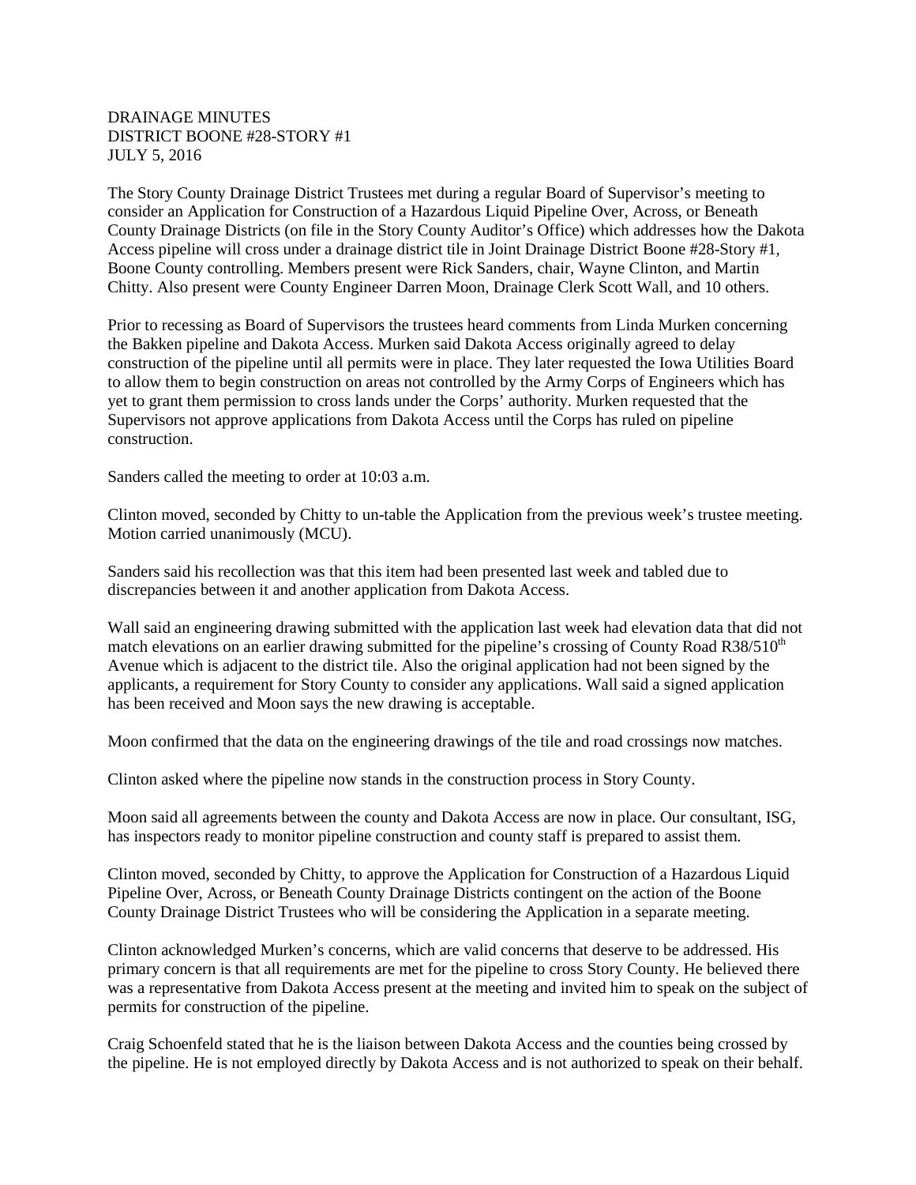DRAINAGE MINUTES
DISTRICT BOONE #28-STORY #1
JULY 5, 2016

The Story County Drainage District Trustees met during a regular Board of Supervisor's meeting to consider an Application for Construction of a Hazardous Liquid Pipeline Over, Across, or Beneath County Drainage Districts (on file in the Story County Auditor's Office) which addresses how the Dakota Access pipeline will cross under a drainage district tile in Joint Drainage District Boone #28-Story #1, Boone County controlling. Members present were Rick Sanders, chair, Wayne Clinton, and Martin Chitty. Also present were County Engineer Darren Moon, Drainage Clerk Scott Wall, and 10 others.

Prior to recessing as Board of Supervisors the trustees heard comments from Linda Murken concerning the Bakken pipeline and Dakota Access. Murken said Dakota Access originally agreed to delay construction of the pipeline until all permits were in place. They later requested the Iowa Utilities Board to allow them to begin construction on areas not controlled by the Army Corps of Engineers which has yet to grant them permission to cross lands under the Corps' authority. Murken requested that the Supervisors not approve applications from Dakota Access until the Corps has ruled on pipeline construction.

Sanders called the meeting to order at 10:03 a.m.

Clinton moved, seconded by Chitty to un-table the Application from the previous week's trustee meeting. Motion carried unanimously (MCU).

Sanders said his recollection was that this item had been presented last week and tabled due to discrepancies between it and another application from Dakota Access.

Wall said an engineering drawing submitted with the application last week had elevation data that did not match elevations on an earlier drawing submitted for the pipeline's crossing of County Road R38/510th Avenue which is adjacent to the district tile. Also the original application had not been signed by the applicants, a requirement for Story County to consider any applications. Wall said a signed application has been received and Moon says the new drawing is acceptable.

Moon confirmed that the data on the engineering drawings of the tile and road crossings now matches.

Clinton asked where the pipeline now stands in the construction process in Story County.

Moon said all agreements between the county and Dakota Access are now in place. Our consultant, ISG, has inspectors ready to monitor pipeline construction and county staff is prepared to assist them.

Clinton moved, seconded by Chitty, to approve the Application for Construction of a Hazardous Liquid Pipeline Over, Across, or Beneath County Drainage Districts contingent on the action of the Boone County Drainage District Trustees who will be considering the Application in a separate meeting.

Clinton acknowledged Murken's concerns, which are valid concerns that deserve to be addressed. His primary concern is that all requirements are met for the pipeline to cross Story County. He believed there was a representative from Dakota Access present at the meeting and invited him to speak on the subject of permits for construction of the pipeline.

Craig Schoenfeld stated that he is the liaison between Dakota Access and the counties being crossed by the pipeline. He is not employed directly by Dakota Access and is not authorized to speak on their behalf.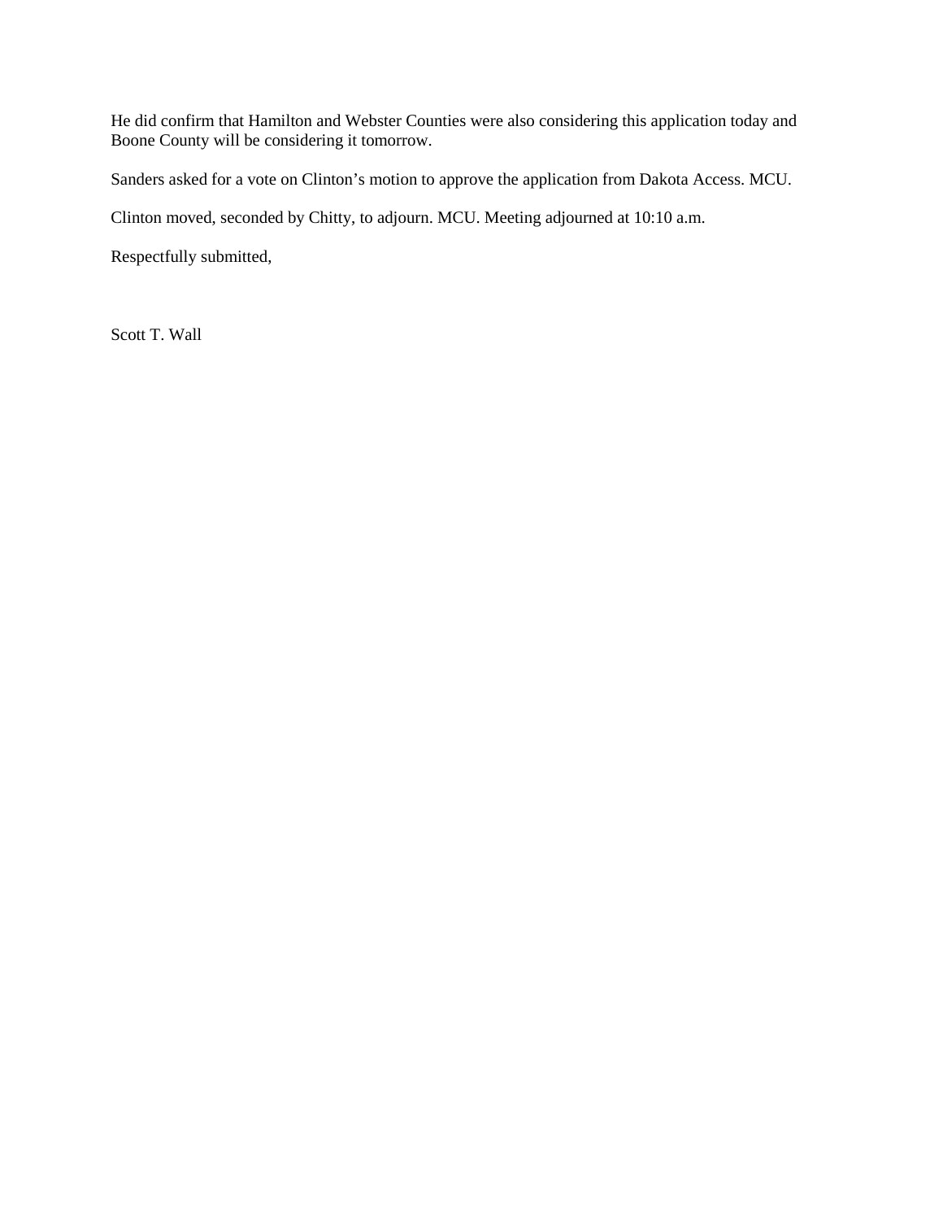He did confirm that Hamilton and Webster Counties were also considering this application today and Boone County will be considering it tomorrow.

Sanders asked for a vote on Clinton's motion to approve the application from Dakota Access. MCU.

Clinton moved, seconded by Chitty, to adjourn. MCU. Meeting adjourned at 10:10 a.m.

Respectfully submitted,

Scott T. Wall